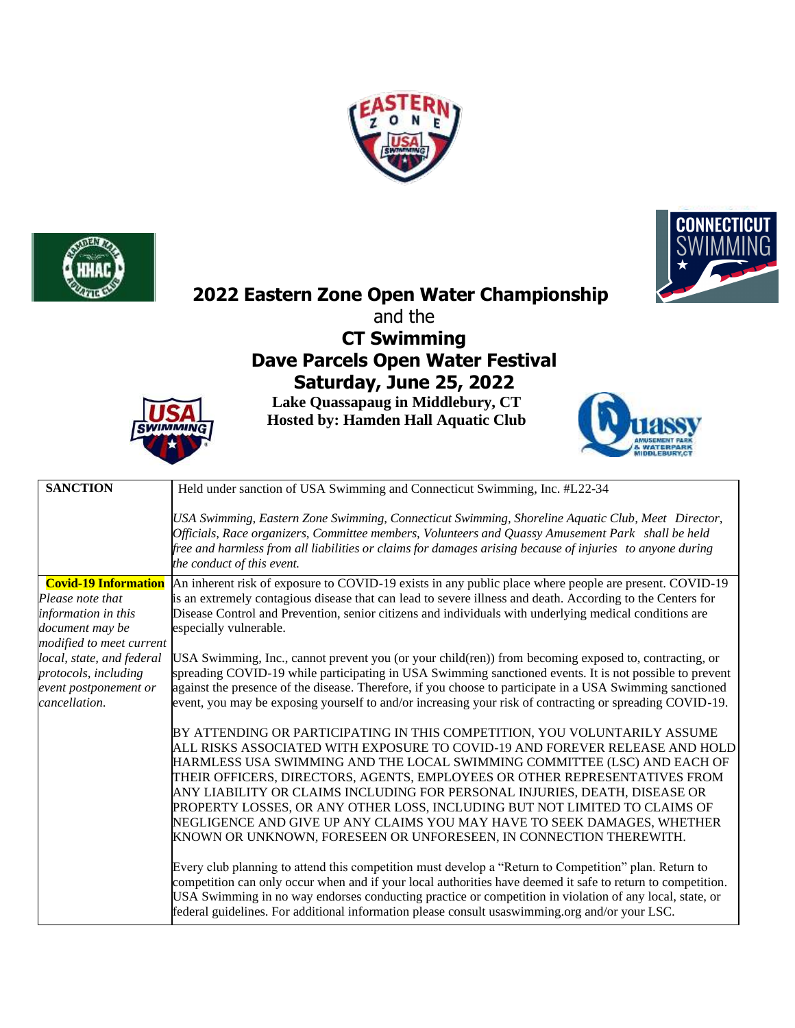# 2022 Eastern Zone Open Water Championship

and the

## CT Swimming
## Dave Parcels Open Water Festival
## Saturday, June 25, 2022

**Lake Quassapaug in Middlebury, CT**
**Hosted by: Hamden Hall Aquatic Club**

| | |
|---|---|
| **SANCTION** | Held under sanction of USA Swimming and Connecticut Swimming, Inc. #L22-34<br><br>*USA Swimming, Eastern Zone Swimming, Connecticut Swimming, Shoreline Aquatic Club, Meet Director, Officials, Race organizers, Committee members, Volunteers and Quassy Amusement Park shall be held free and harmless from all liabilities or claims for damages arising because of injuries to anyone during the conduct of this event.* |
| **Covid-19 Information**<br>*Please note that information in this document may be modified to meet current local, state, and federal protocols, including event postponement or cancellation.* | An inherent risk of exposure to COVID-19 exists in any public place where people are present. COVID-19 is an extremely contagious disease that can lead to severe illness and death. According to the Centers for Disease Control and Prevention, senior citizens and individuals with underlying medical conditions are especially vulnerable.<br><br>USA Swimming, Inc., cannot prevent you (or your child(ren)) from becoming exposed to, contracting, or spreading COVID-19 while participating in USA Swimming sanctioned events. It is not possible to prevent against the presence of the disease. Therefore, if you choose to participate in a USA Swimming sanctioned event, you may be exposing yourself to and/or increasing your risk of contracting or spreading COVID-19.<br><br>BY ATTENDING OR PARTICIPATING IN THIS COMPETITION, YOU VOLUNTARILY ASSUME ALL RISKS ASSOCIATED WITH EXPOSURE TO COVID-19 AND FOREVER RELEASE AND HOLD HARMLESS USA SWIMMING AND THE LOCAL SWIMMING COMMITTEE (LSC) AND EACH OF THEIR OFFICERS, DIRECTORS, AGENTS, EMPLOYEES OR OTHER REPRESENTATIVES FROM ANY LIABILITY OR CLAIMS INCLUDING FOR PERSONAL INJURIES, DEATH, DISEASE OR PROPERTY LOSSES, OR ANY OTHER LOSS, INCLUDING BUT NOT LIMITED TO CLAIMS OF NEGLIGENCE AND GIVE UP ANY CLAIMS YOU MAY HAVE TO SEEK DAMAGES, WHETHER KNOWN OR UNKNOWN, FORESEEN OR UNFORESEEN, IN CONNECTION THEREWITH.<br><br>Every club planning to attend this competition must develop a "Return to Competition" plan. Return to competition can only occur when and if your local authorities have deemed it safe to return to competition. USA Swimming in no way endorses conducting practice or competition in violation of any local, state, or federal guidelines. For additional information please consult usaswimming.org and/or your LSC. |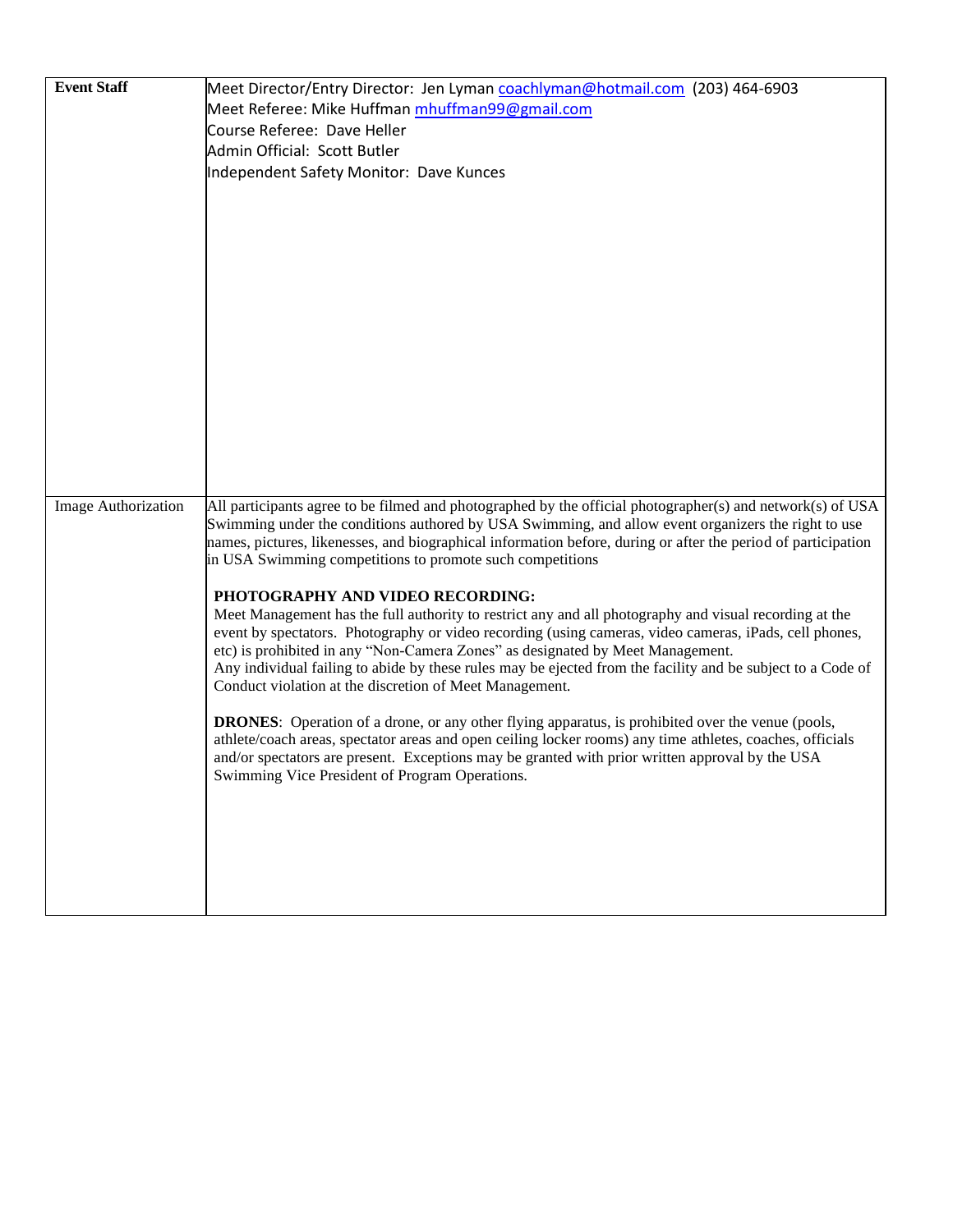| **Event Staff** | Meet Director/Entry Director: Jen Lyman coachlyman@hotmail.com (203) 464-6903<br>Meet Referee: Mike Huffman mhuffman99@gmail.com<br>Course Referee: Dave Heller<br>Admin Official: Scott Butler<br>Independent Safety Monitor: Dave Kunces |
|---|---|
| Image Authorization | All participants agree to be filmed and photographed by the official photographer(s) and network(s) of USA Swimming under the conditions authored by USA Swimming, and allow event organizers the right to use names, pictures, likenesses, and biographical information before, during or after the period of participation in USA Swimming competitions to promote such competitions<br><br>**PHOTOGRAPHY AND VIDEO RECORDING:**<br>Meet Management has the full authority to restrict any and all photography and visual recording at the event by spectators. Photography or video recording (using cameras, video cameras, iPads, cell phones, etc) is prohibited in any "Non-Camera Zones" as designated by Meet Management.<br>Any individual failing to abide by these rules may be ejected from the facility and be subject to a Code of Conduct violation at the discretion of Meet Management.<br><br>**DRONES**: Operation of a drone, or any other flying apparatus, is prohibited over the venue (pools, athlete/coach areas, spectator areas and open ceiling locker rooms) any time athletes, coaches, officials and/or spectators are present. Exceptions may be granted with prior written approval by the USA Swimming Vice President of Program Operations. |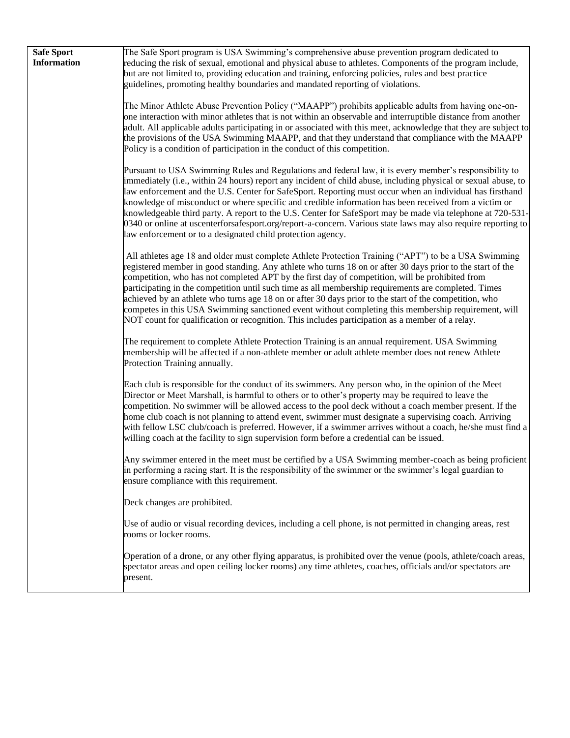| **Safe Sport Information** | The Safe Sport program is USA Swimming's comprehensive abuse prevention program dedicated to reducing the risk of sexual, emotional and physical abuse to athletes. Components of the program include, but are not limited to, providing education and training, enforcing policies, rules and best practice guidelines, promoting healthy boundaries and mandated reporting of violations.<br><br>The Minor Athlete Abuse Prevention Policy ("MAAPP") prohibits applicable adults from having one-on-one interaction with minor athletes that is not within an observable and interruptible distance from another adult. All applicable adults participating in or associated with this meet, acknowledge that they are subject to the provisions of the USA Swimming MAAPP, and that they understand that compliance with the MAAPP Policy is a condition of participation in the conduct of this competition.<br><br>Pursuant to USA Swimming Rules and Regulations and federal law, it is every member's responsibility to immediately (i.e., within 24 hours) report any incident of child abuse, including physical or sexual abuse, to law enforcement and the U.S. Center for SafeSport. Reporting must occur when an individual has firsthand knowledge of misconduct or where specific and credible information has been received from a victim or knowledgeable third party. A report to the U.S. Center for SafeSport may be made via telephone at 720-531-0340 or online at uscenterforsafesport.org/report-a-concern. Various state laws may also require reporting to law enforcement or to a designated child protection agency.<br><br>All athletes age 18 and older must complete Athlete Protection Training ("APT") to be a USA Swimming registered member in good standing. Any athlete who turns 18 on or after 30 days prior to the start of the competition, who has not completed APT by the first day of competition, will be prohibited from participating in the competition until such time as all membership requirements are completed. Times achieved by an athlete who turns age 18 on or after 30 days prior to the start of the competition, who competes in this USA Swimming sanctioned event without completing this membership requirement, will NOT count for qualification or recognition. This includes participation as a member of a relay.<br><br>The requirement to complete Athlete Protection Training is an annual requirement. USA Swimming membership will be affected if a non-athlete member or adult athlete member does not renew Athlete Protection Training annually.<br><br>Each club is responsible for the conduct of its swimmers. Any person who, in the opinion of the Meet Director or Meet Marshall, is harmful to others or to other's property may be required to leave the competition. No swimmer will be allowed access to the pool deck without a coach member present. If the home club coach is not planning to attend event, swimmer must designate a supervising coach. Arriving with fellow LSC club/coach is preferred. However, if a swimmer arrives without a coach, he/she must find a willing coach at the facility to sign supervision form before a credential can be issued.<br><br>Any swimmer entered in the meet must be certified by a USA Swimming member-coach as being proficient in performing a racing start. It is the responsibility of the swimmer or the swimmer's legal guardian to ensure compliance with this requirement.<br><br>Deck changes are prohibited.<br><br>Use of audio or visual recording devices, including a cell phone, is not permitted in changing areas, rest rooms or locker rooms.<br><br>Operation of a drone, or any other flying apparatus, is prohibited over the venue (pools, athlete/coach areas, spectator areas and open ceiling locker rooms) any time athletes, coaches, officials and/or spectators are present. |
|---|---|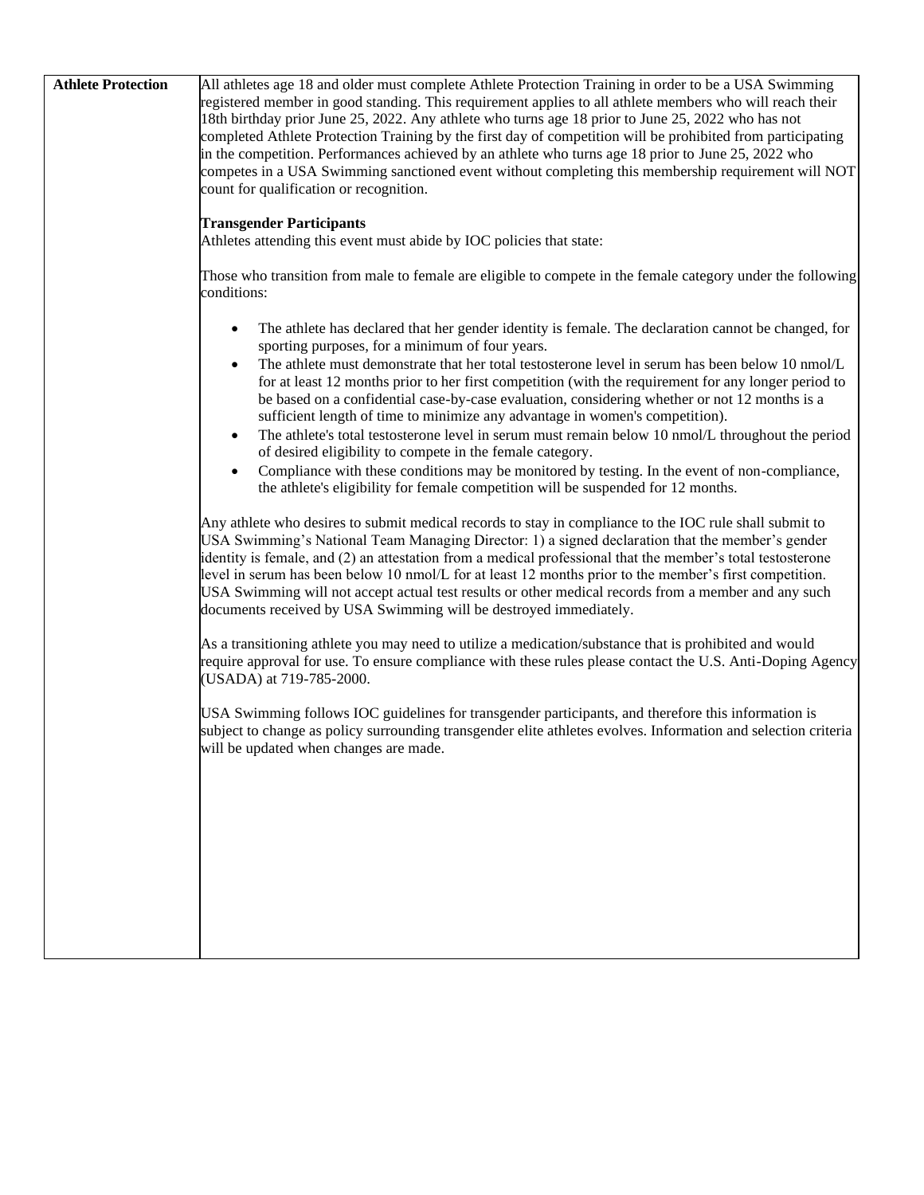| Athlete Protection | All athletes age 18 and older must complete Athlete Protection Training in order to be a USA Swimming registered member in good standing. This requirement applies to all athlete members who will reach their 18th birthday prior June 25, 2022. Any athlete who turns age 18 prior to June 25, 2022 who has not completed Athlete Protection Training by the first day of competition will be prohibited from participating in the competition. Performances achieved by an athlete who turns age 18 prior to June 25, 2022 who competes in a USA Swimming sanctioned event without completing this membership requirement will NOT count for qualification or recognition.<br><br>**Transgender Participants**<br>Athletes attending this event must abide by IOC policies that state:<br><br>Those who transition from male to female are eligible to compete in the female category under the following conditions:<br><br>• The athlete has declared that her gender identity is female. The declaration cannot be changed, for sporting purposes, for a minimum of four years.<br>• The athlete must demonstrate that her total testosterone level in serum has been below 10 nmol/L for at least 12 months prior to her first competition (with the requirement for any longer period to be based on a confidential case-by-case evaluation, considering whether or not 12 months is a sufficient length of time to minimize any advantage in women's competition).<br>• The athlete's total testosterone level in serum must remain below 10 nmol/L throughout the period of desired eligibility to compete in the female category.<br>• Compliance with these conditions may be monitored by testing. In the event of non-compliance, the athlete's eligibility for female competition will be suspended for 12 months.<br><br>Any athlete who desires to submit medical records to stay in compliance to the IOC rule shall submit to USA Swimming's National Team Managing Director: 1) a signed declaration that the member's gender identity is female, and (2) an attestation from a medical professional that the member's total testosterone level in serum has been below 10 nmol/L for at least 12 months prior to the member's first competition. USA Swimming will not accept actual test results or other medical records from a member and any such documents received by USA Swimming will be destroyed immediately.<br><br>As a transitioning athlete you may need to utilize a medication/substance that is prohibited and would require approval for use. To ensure compliance with these rules please contact the U.S. Anti-Doping Agency (USADA) at 719-785-2000.<br><br>USA Swimming follows IOC guidelines for transgender participants, and therefore this information is subject to change as policy surrounding transgender elite athletes evolves. Information and selection criteria will be updated when changes are made. |
|---|---|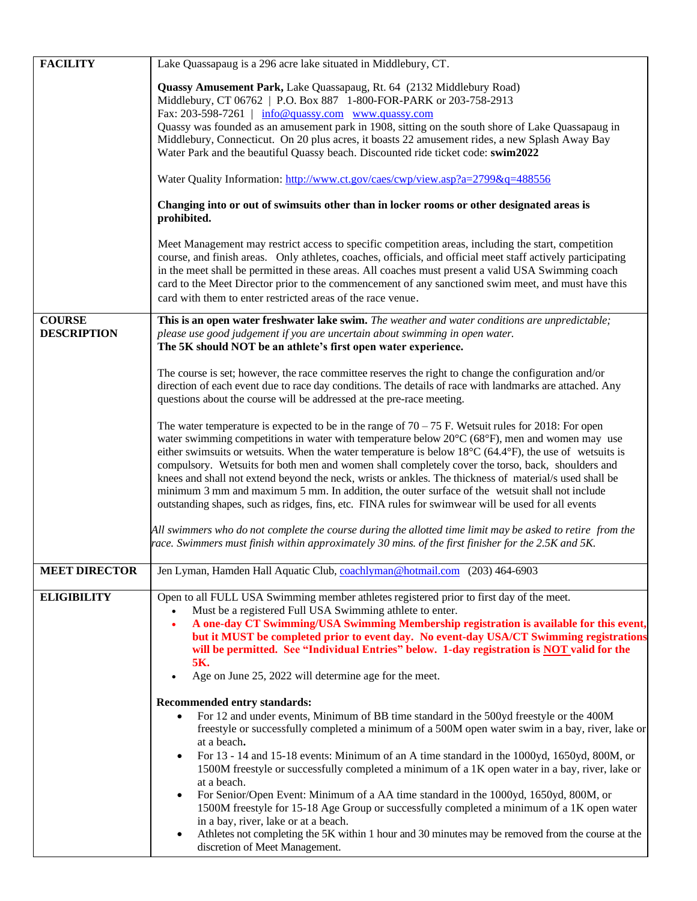| | |
|---|---|
| **FACILITY** | Lake Quassapaug is a 296 acre lake situated in Middlebury, CT.<br><br>**Quassy Amusement Park,** Lake Quassapaug, Rt. 64 (2132 Middlebury Road)<br>Middlebury, CT 06762 \| P.O. Box 887 1-800-FOR-PARK or 203-758-2913<br>Fax: 203-598-7261 \| info@quassy.com www.quassy.com<br>Quassy was founded as an amusement park in 1908, sitting on the south shore of Lake Quassapaug in Middlebury, Connecticut. On 20 plus acres, it boasts 22 amusement rides, a new Splash Away Bay Water Park and the beautiful Quassy beach. Discounted ride ticket code: **swim2022**<br><br>Water Quality Information: http://www.ct.gov/caes/cwp/view.asp?a=2799&q=488556<br><br>**Changing into or out of swimsuits other than in locker rooms or other designated areas is prohibited.**<br><br>Meet Management may restrict access to specific competition areas, including the start, competition course, and finish areas. Only athletes, coaches, officials, and official meet staff actively participating in the meet shall be permitted in these areas. All coaches must present a valid USA Swimming coach card to the Meet Director prior to the commencement of any sanctioned swim meet, and must have this card with them to enter restricted areas of the race venue. |
| **COURSE DESCRIPTION** | **This is an open water freshwater lake swim.** *The weather and water conditions are unpredictable; please use good judgement if you are uncertain about swimming in open water.*<br>**The 5K should NOT be an athlete's first open water experience.**<br><br>The course is set; however, the race committee reserves the right to change the configuration and/or direction of each event due to race day conditions. The details of race with landmarks are attached. Any questions about the course will be addressed at the pre-race meeting.<br><br>The water temperature is expected to be in the range of 70 – 75 F. Wetsuit rules for 2018: For open water swimming competitions in water with temperature below 20°C (68°F), men and women may use either swimsuits or wetsuits. When the water temperature is below 18°C (64.4°F), the use of wetsuits is compulsory. Wetsuits for both men and women shall completely cover the torso, back, shoulders and knees and shall not extend beyond the neck, wrists or ankles. The thickness of material/s used shall be minimum 3 mm and maximum 5 mm. In addition, the outer surface of the wetsuit shall not include outstanding shapes, such as ridges, fins, etc. FINA rules for swimwear will be used for all events<br><br>*All swimmers who do not complete the course during the allotted time limit may be asked to retire from the race. Swimmers must finish within approximately 30 mins. of the first finisher for the 2.5K and 5K.* |
| **MEET DIRECTOR** | Jen Lyman, Hamden Hall Aquatic Club, coachlyman@hotmail.com (203) 464-6903 |
| **ELIGIBILITY** | Open to all FULL USA Swimming member athletes registered prior to first day of the meet.<br>• Must be a registered Full USA Swimming athlete to enter.<br>• **A one-day CT Swimming/USA Swimming Membership registration is available for this event, but it MUST be completed prior to event day. No event-day USA/CT Swimming registrations will be permitted. See "Individual Entries" below. 1-day registration is NOT valid for the 5K.**<br>• Age on June 25, 2022 will determine age for the meet.<br><br>**Recommended entry standards:**<br>• For 12 and under events, Minimum of BB time standard in the 500yd freestyle or the 400M freestyle or successfully completed a minimum of a 500M open water swim in a bay, river, lake or at a beach**.**<br>• For 13 - 14 and 15-18 events: Minimum of an A time standard in the 1000yd, 1650yd, 800M, or 1500M freestyle or successfully completed a minimum of a 1K open water in a bay, river, lake or at a beach.<br>• For Senior/Open Event: Minimum of a AA time standard in the 1000yd, 1650yd, 800M, or 1500M freestyle for 15-18 Age Group or successfully completed a minimum of a 1K open water in a bay, river, lake or at a beach.<br>• Athletes not completing the 5K within 1 hour and 30 minutes may be removed from the course at the discretion of Meet Management. |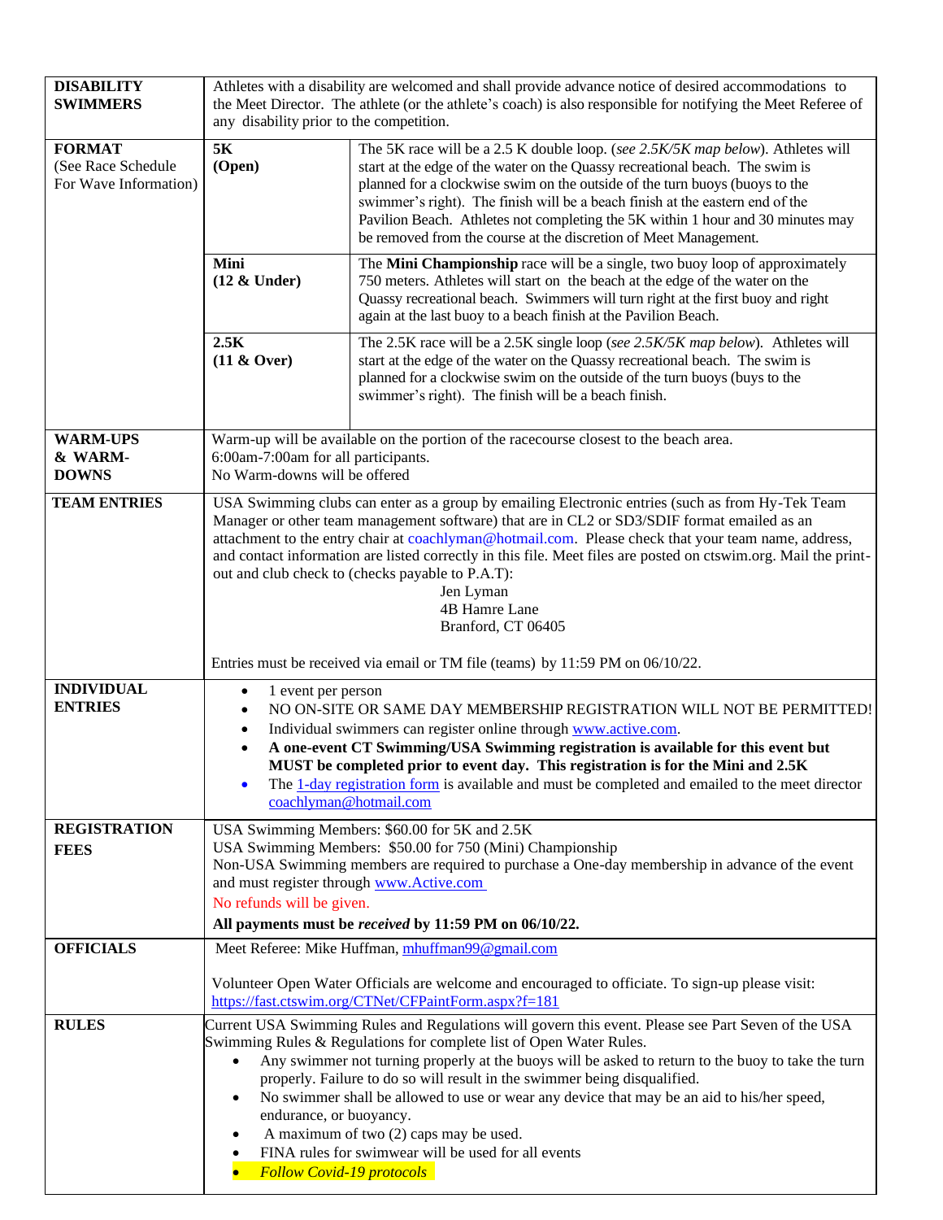| | | |
|---|---|---|
| **DISABILITY SWIMMERS** | Athletes with a disability are welcomed and shall provide advance notice of desired accommodations to the Meet Director. The athlete (or the athlete's coach) is also responsible for notifying the Meet Referee of any disability prior to the competition. | |
| **FORMAT** (See Race Schedule For Wave Information) | **5K (Open)** | The 5K race will be a 2.5 K double loop. (*see 2.5K/5K map below*). Athletes will start at the edge of the water on the Quassy recreational beach. The swim is planned for a clockwise swim on the outside of the turn buoys (buoys to the swimmer's right). The finish will be a beach finish at the eastern end of the Pavilion Beach. Athletes not completing the 5K within 1 hour and 30 minutes may be removed from the course at the discretion of Meet Management. |
| | **Mini (12 & Under)** | The **Mini Championship** race will be a single, two buoy loop of approximately 750 meters. Athletes will start on the beach at the edge of the water on the Quassy recreational beach. Swimmers will turn right at the first buoy and right again at the last buoy to a beach finish at the Pavilion Beach. |
| | **2.5K (11 & Over)** | The 2.5K race will be a 2.5K single loop (*see 2.5K/5K map below*). Athletes will start at the edge of the water on the Quassy recreational beach. The swim is planned for a clockwise swim on the outside of the turn buoys (buys to the swimmer's right). The finish will be a beach finish. |
| **WARM-UPS & WARM-DOWNS** | Warm-up will be available on the portion of the racecourse closest to the beach area.<br>6:00am-7:00am for all participants.<br>No Warm-downs will be offered | |
| **TEAM ENTRIES** | USA Swimming clubs can enter as a group by emailing Electronic entries (such as from Hy-Tek Team Manager or other team management software) that are in CL2 or SD3/SDIF format emailed as an attachment to the entry chair at coachlyman@hotmail.com. Please check that your team name, address, and contact information are listed correctly in this file. Meet files are posted on ctswim.org. Mail the print-out and club check to (checks payable to P.A.T):<br>Jen Lyman<br>4B Hamre Lane<br>Branford, CT 06405<br><br>Entries must be received via email or TM file (teams) by 11:59 PM on 06/10/22. | |
| **INDIVIDUAL ENTRIES** | • 1 event per person<br>• NO ON-SITE OR SAME DAY MEMBERSHIP REGISTRATION WILL NOT BE PERMITTED!<br>• Individual swimmers can register online through www.active.com.<br>• **A one-event CT Swimming/USA Swimming registration is available for this event but MUST be completed prior to event day. This registration is for the Mini and 2.5K**<br>• The 1-day registration form is available and must be completed and emailed to the meet director coachlyman@hotmail.com | |
| **REGISTRATION FEES** | USA Swimming Members: $60.00 for 5K and 2.5K<br>USA Swimming Members: $50.00 for 750 (Mini) Championship<br>Non-USA Swimming members are required to purchase a One-day membership in advance of the event and must register through www.Active.com<br>No refunds will be given.<br>**All payments must be *received* by 11:59 PM on 06/10/22.** | |
| **OFFICIALS** | Meet Referee: Mike Huffman, mhuffman99@gmail.com<br><br>Volunteer Open Water Officials are welcome and encouraged to officiate. To sign-up please visit: https://fast.ctswim.org/CTNet/CFPaintForm.aspx?f=181 | |
| **RULES** | Current USA Swimming Rules and Regulations will govern this event. Please see Part Seven of the USA Swimming Rules & Regulations for complete list of Open Water Rules.<br>• Any swimmer not turning properly at the buoys will be asked to return to the buoy to take the turn properly. Failure to do so will result in the swimmer being disqualified.<br>• No swimmer shall be allowed to use or wear any device that may be an aid to his/her speed, endurance, or buoyancy.<br>• A maximum of two (2) caps may be used.<br>• FINA rules for swimwear will be used for all events<br>• *Follow Covid-19 protocols* | |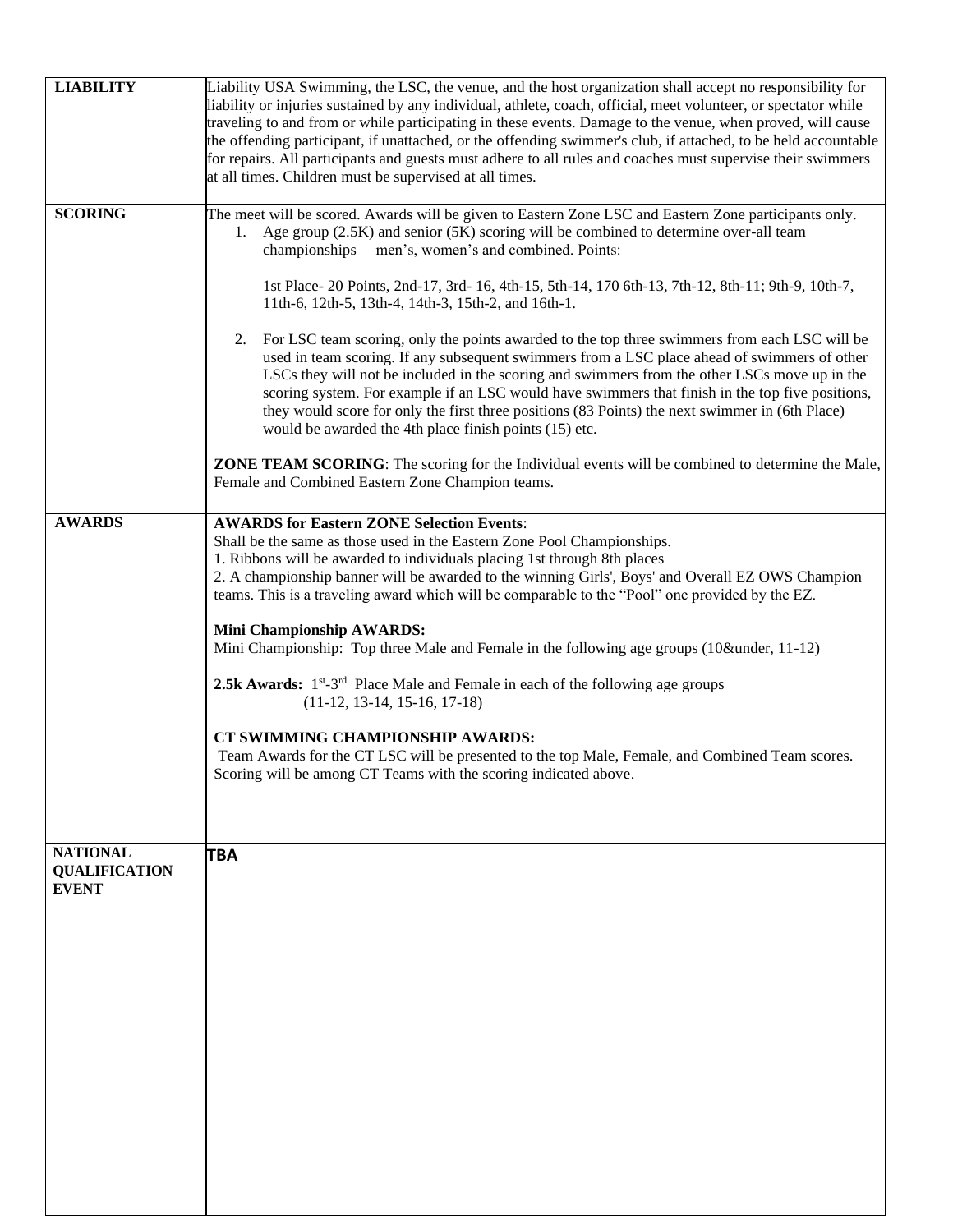| | |
|---|---|
| **LIABILITY** | Liability USA Swimming, the LSC, the venue, and the host organization shall accept no responsibility for liability or injuries sustained by any individual, athlete, coach, official, meet volunteer, or spectator while traveling to and from or while participating in these events. Damage to the venue, when proved, will cause the offending participant, if unattached, or the offending swimmer's club, if attached, to be held accountable for repairs. All participants and guests must adhere to all rules and coaches must supervise their swimmers at all times. Children must be supervised at all times. |
| **SCORING** | The meet will be scored. Awards will be given to Eastern Zone LSC and Eastern Zone participants only.<br>1. Age group (2.5K) and senior (5K) scoring will be combined to determine over-all team championships – men's, women's and combined. Points:<br><br>1st Place- 20 Points, 2nd-17, 3rd- 16, 4th-15, 5th-14, 170 6th-13, 7th-12, 8th-11; 9th-9, 10th-7, 11th-6, 12th-5, 13th-4, 14th-3, 15th-2, and 16th-1.<br><br>2. For LSC team scoring, only the points awarded to the top three swimmers from each LSC will be used in team scoring. If any subsequent swimmers from a LSC place ahead of swimmers of other LSCs they will not be included in the scoring and swimmers from the other LSCs move up in the scoring system. For example if an LSC would have swimmers that finish in the top five positions, they would score for only the first three positions (83 Points) the next swimmer in (6th Place) would be awarded the 4th place finish points (15) etc.<br><br>**ZONE TEAM SCORING**: The scoring for the Individual events will be combined to determine the Male, Female and Combined Eastern Zone Champion teams. |
| **AWARDS** | **AWARDS for Eastern ZONE Selection Events**:<br>Shall be the same as those used in the Eastern Zone Pool Championships.<br>1. Ribbons will be awarded to individuals placing 1st through 8th places<br>2. A championship banner will be awarded to the winning Girls', Boys' and Overall EZ OWS Champion teams. This is a traveling award which will be comparable to the "Pool" one provided by the EZ.<br><br>**Mini Championship AWARDS:**<br>Mini Championship: Top three Male and Female in the following age groups (10&under, 11-12)<br><br>**2.5k Awards:** 1st-3rd Place Male and Female in each of the following age groups (11-12, 13-14, 15-16, 17-18)<br><br>**CT SWIMMING CHAMPIONSHIP AWARDS:**<br>Team Awards for the CT LSC will be presented to the top Male, Female, and Combined Team scores. Scoring will be among CT Teams with the scoring indicated above. |
| **NATIONAL QUALIFICATION EVENT** | **TBA** |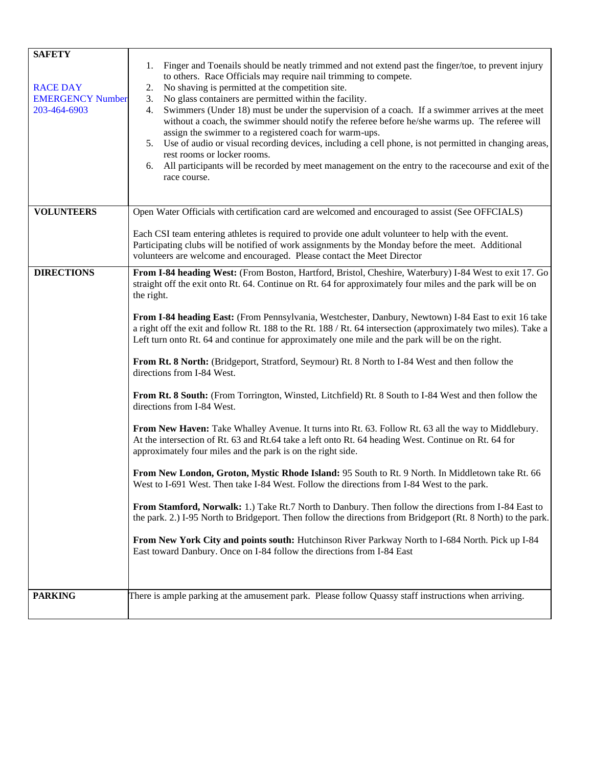| | |
|---|---|
| **SAFETY**<br><br>RACE DAY EMERGENCY Number 203-464-6903 | 1. Finger and Toenails should be neatly trimmed and not extend past the finger/toe, to prevent injury to others. Race Officials may require nail trimming to compete.<br>2. No shaving is permitted at the competition site.<br>3. No glass containers are permitted within the facility.<br>4. Swimmers (Under 18) must be under the supervision of a coach. If a swimmer arrives at the meet without a coach, the swimmer should notify the referee before he/she warms up. The referee will assign the swimmer to a registered coach for warm-ups.<br>5. Use of audio or visual recording devices, including a cell phone, is not permitted in changing areas, rest rooms or locker rooms.<br>6. All participants will be recorded by meet management on the entry to the racecourse and exit of the race course. |
| **VOLUNTEERS** | Open Water Officials with certification card are welcomed and encouraged to assist (See OFFCIALS)<br><br>Each CSI team entering athletes is required to provide one adult volunteer to help with the event. Participating clubs will be notified of work assignments by the Monday before the meet. Additional volunteers are welcome and encouraged. Please contact the Meet Director |
| **DIRECTIONS** | **From I-84 heading West:** (From Boston, Hartford, Bristol, Cheshire, Waterbury) I-84 West to exit 17. Go straight off the exit onto Rt. 64. Continue on Rt. 64 for approximately four miles and the park will be on the right.<br><br>**From I-84 heading East:** (From Pennsylvania, Westchester, Danbury, Newtown) I-84 East to exit 16 take a right off the exit and follow Rt. 188 to the Rt. 188 / Rt. 64 intersection (approximately two miles). Take a Left turn onto Rt. 64 and continue for approximately one mile and the park will be on the right.<br><br>**From Rt. 8 North:** (Bridgeport, Stratford, Seymour) Rt. 8 North to I-84 West and then follow the directions from I-84 West.<br><br>**From Rt. 8 South:** (From Torrington, Winsted, Litchfield) Rt. 8 South to I-84 West and then follow the directions from I-84 West.<br><br>**From New Haven:** Take Whalley Avenue. It turns into Rt. 63. Follow Rt. 63 all the way to Middlebury. At the intersection of Rt. 63 and Rt.64 take a left onto Rt. 64 heading West. Continue on Rt. 64 for approximately four miles and the park is on the right side.<br><br>**From New London, Groton, Mystic Rhode Island:** 95 South to Rt. 9 North. In Middletown take Rt. 66 West to I-691 West. Then take I-84 West. Follow the directions from I-84 West to the park.<br><br>**From Stamford, Norwalk:** 1.) Take Rt.7 North to Danbury. Then follow the directions from I-84 East to the park. 2.) I-95 North to Bridgeport. Then follow the directions from Bridgeport (Rt. 8 North) to the park.<br><br>**From New York City and points south:** Hutchinson River Parkway North to I-684 North. Pick up I-84 East toward Danbury. Once on I-84 follow the directions from I-84 East |
| **PARKING** | There is ample parking at the amusement park. Please follow Quassy staff instructions when arriving. |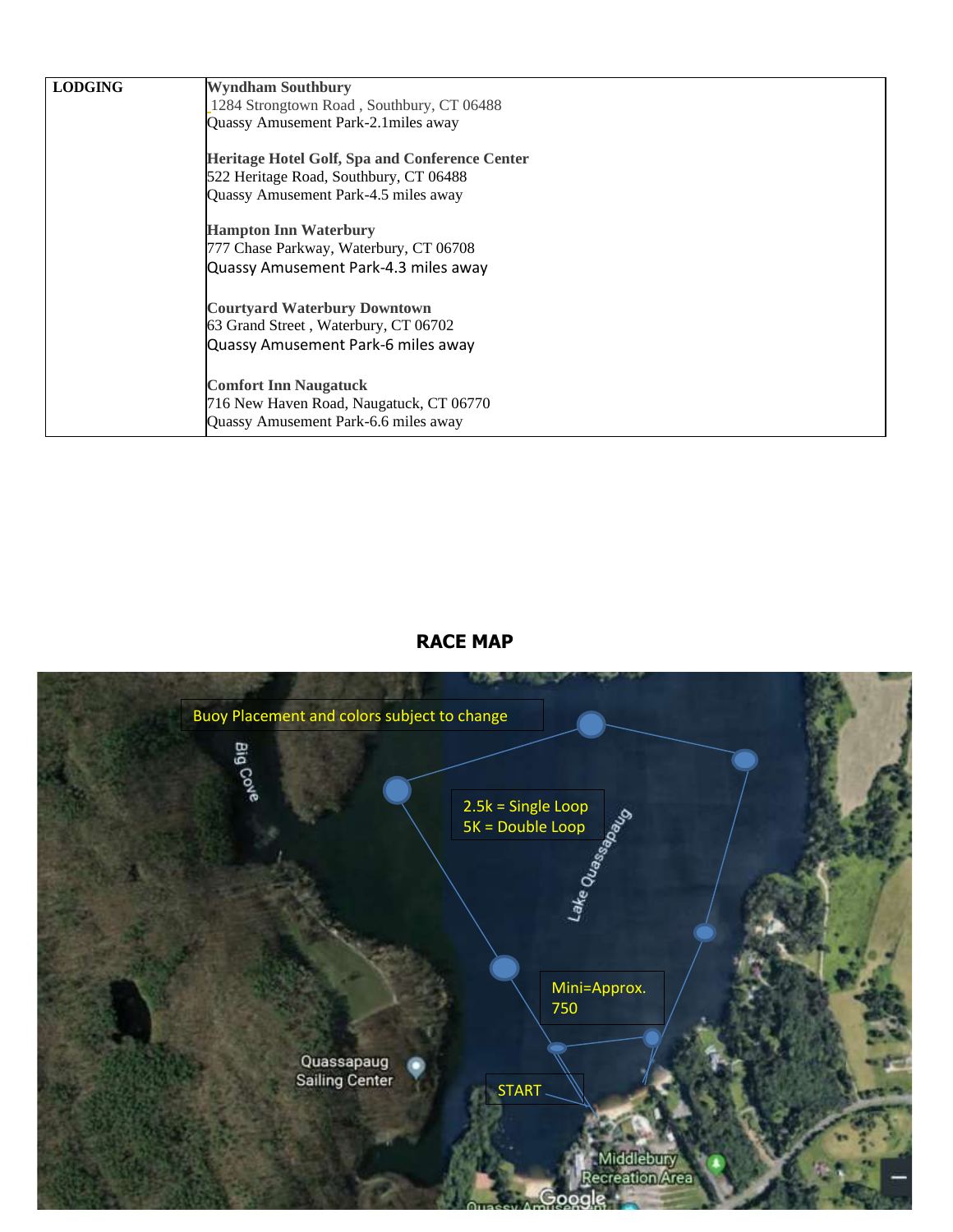| LODGING | **Wyndham Southbury**<br>1284 Strongtown Road , Southbury, CT 06488<br>Quassy Amusement Park-2.1miles away<br><br>**Heritage Hotel Golf, Spa and Conference Center**<br>522 Heritage Road, Southbury, CT 06488<br>Quassy Amusement Park-4.5 miles away<br><br>**Hampton Inn Waterbury**<br>777 Chase Parkway, Waterbury, CT 06708<br>Quassy Amusement Park-4.3 miles away<br><br>**Courtyard Waterbury Downtown**<br>63 Grand Street , Waterbury, CT 06702<br>Quassy Amusement Park-6 miles away<br><br>**Comfort Inn Naugatuck**<br>716 New Haven Road, Naugatuck, CT 06770<br>Quassy Amusement Park-6.6 miles away |
|---|---|

## RACE MAP

Buoy Placement and colors subject to change

2.5k = Single Loop
5K = Double Loop

Mini=Approx. 750

START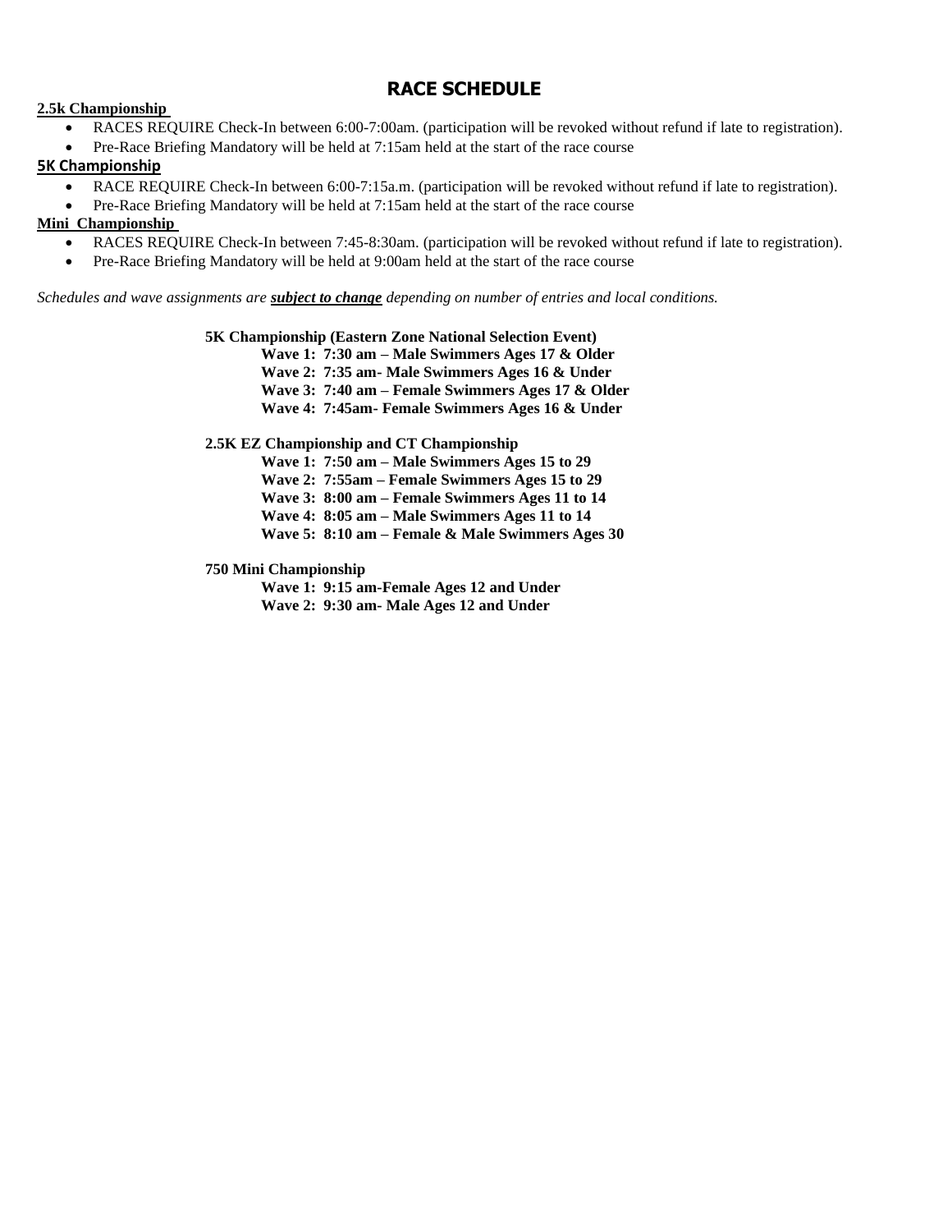# RACE SCHEDULE

**2.5k Championship**

- RACES REQUIRE Check-In between 6:00-7:00am. (participation will be revoked without refund if late to registration).
- Pre-Race Briefing Mandatory will be held at 7:15am held at the start of the race course

**5K Championship**

- RACE REQUIRE Check-In between 6:00-7:15a.m. (participation will be revoked without refund if late to registration).
- Pre-Race Briefing Mandatory will be held at 7:15am held at the start of the race course

**Mini Championship**

- RACES REQUIRE Check-In between 7:45-8:30am. (participation will be revoked without refund if late to registration).
- Pre-Race Briefing Mandatory will be held at 9:00am held at the start of the race course

*Schedules and wave assignments are* ***subject to change*** *depending on number of entries and local conditions.*

**5K Championship (Eastern Zone National Selection Event)**

**Wave 1: 7:30 am – Male Swimmers Ages 17 & Older**
**Wave 2: 7:35 am- Male Swimmers Ages 16 & Under**
**Wave 3: 7:40 am – Female Swimmers Ages 17 & Older**
**Wave 4: 7:45am- Female Swimmers Ages 16 & Under**

**2.5K EZ Championship and CT Championship**

**Wave 1: 7:50 am – Male Swimmers Ages 15 to 29**
**Wave 2: 7:55am – Female Swimmers Ages 15 to 29**
**Wave 3: 8:00 am – Female Swimmers Ages 11 to 14**
**Wave 4: 8:05 am – Male Swimmers Ages 11 to 14**
**Wave 5: 8:10 am – Female & Male Swimmers Ages 30**

**750 Mini Championship**

**Wave 1: 9:15 am-Female Ages 12 and Under**
**Wave 2: 9:30 am- Male Ages 12 and Under**